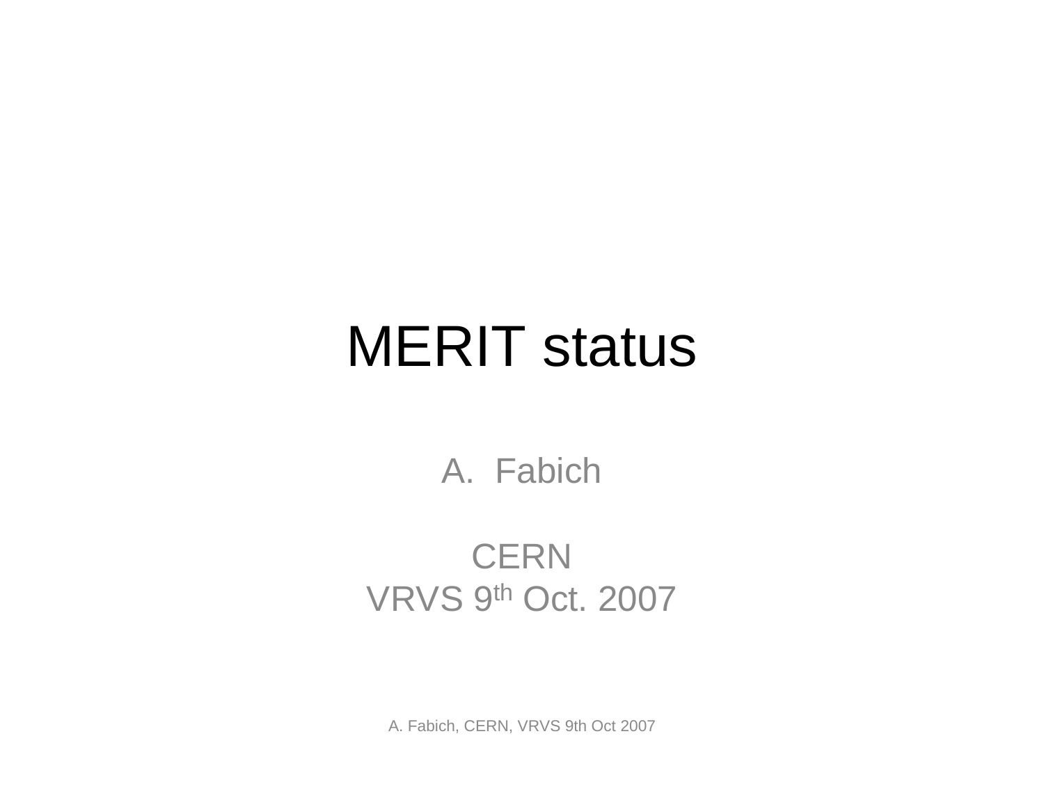# MERIT status

A. Fabich

CERN

VRVS 9th Oct. 2007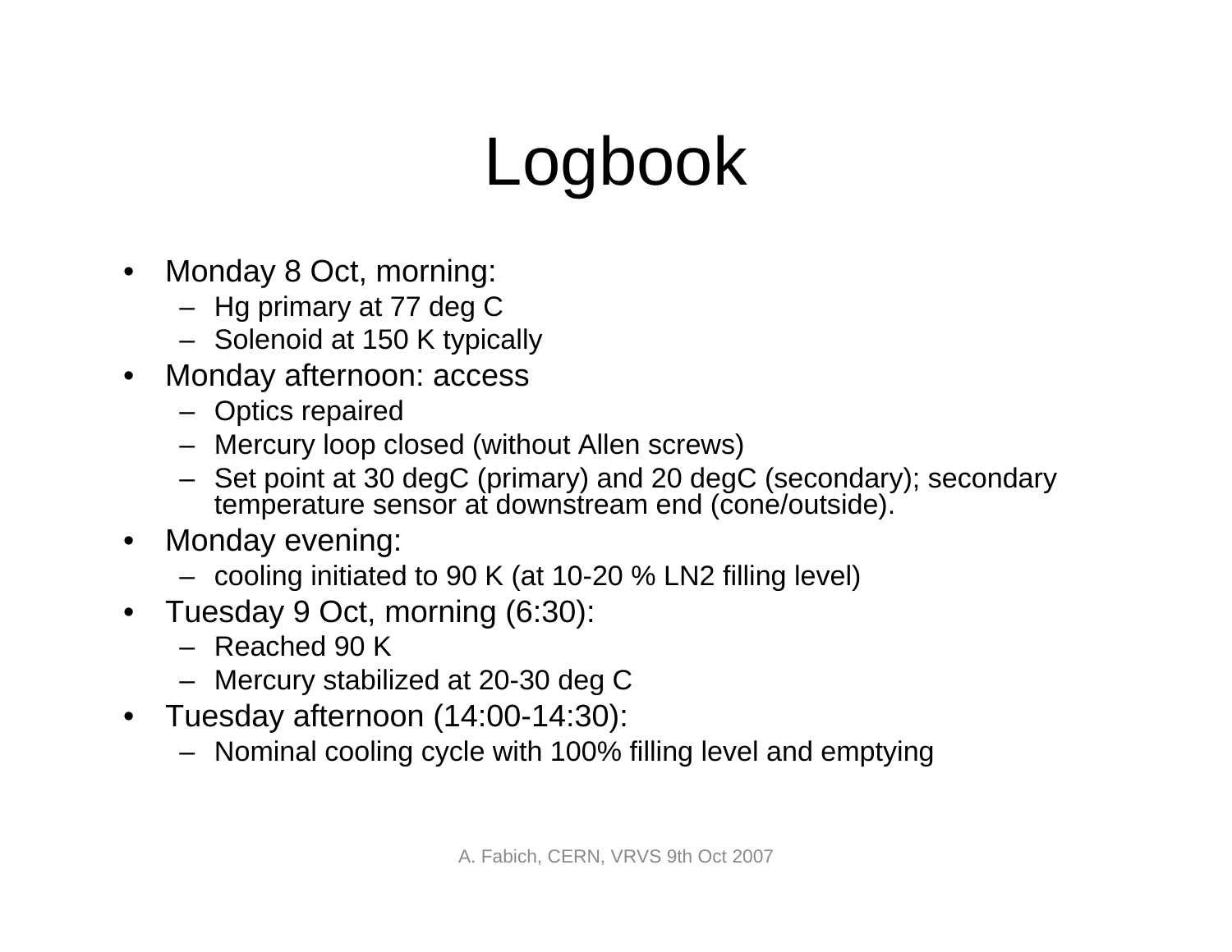# Logbook

- Monday 8 Oct, morning:
  - Hg primary at 77 deg C
  - Solenoid at 150 K typically
- Monday afternoon: access
  - Optics repaired
  - Mercury loop closed (without Allen screws)
  - Set point at 30 degC (primary) and 20 degC (secondary); secondary temperature sensor at downstream end (cone/outside).
- Monday evening:
  - cooling initiated to 90 K (at 10-20 % LN2 filling level)
- Tuesday 9 Oct, morning (6:30):
  - Reached 90 K
  - Mercury stabilized at 20-30 deg C
- Tuesday afternoon (14:00-14:30):
  - Nominal cooling cycle with 100% filling level and emptying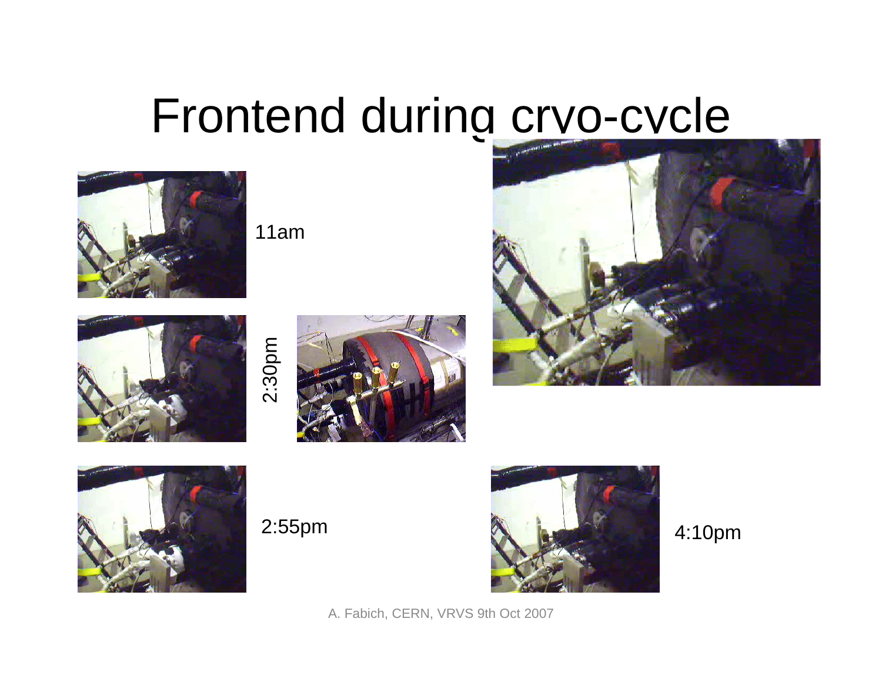# Frontend during cryo-cycle

11am

2:30pm

2:55pm

4:10pm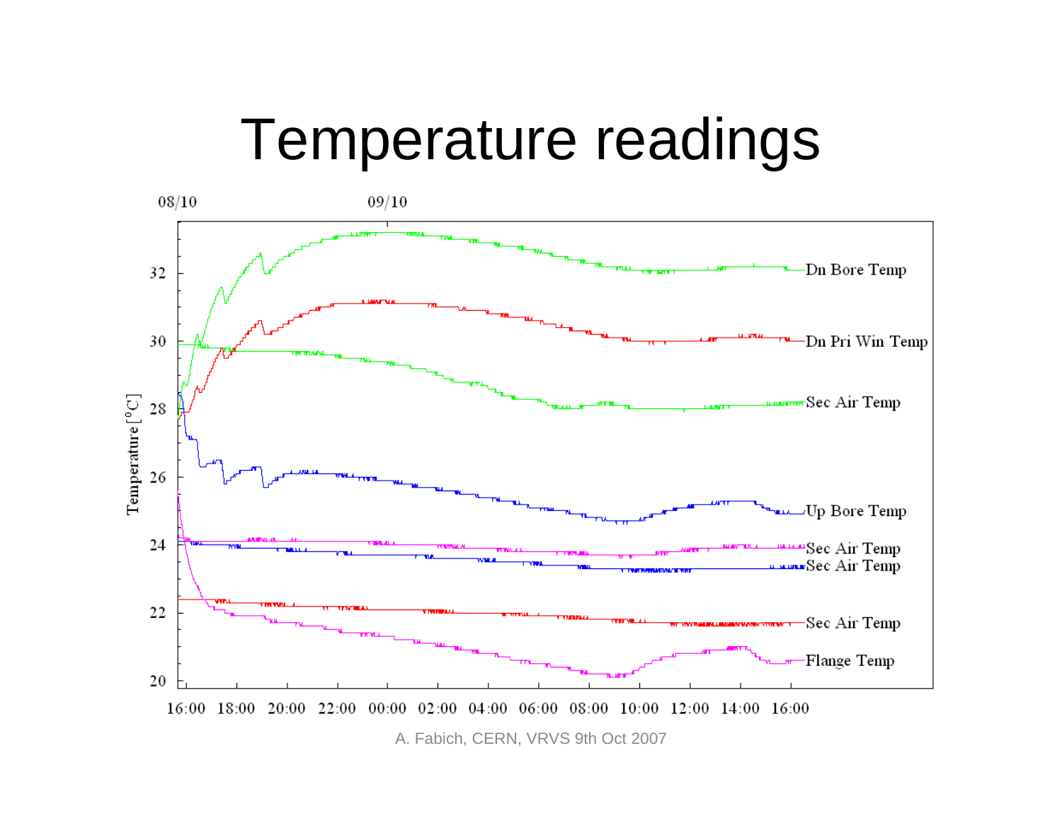# Temperature readings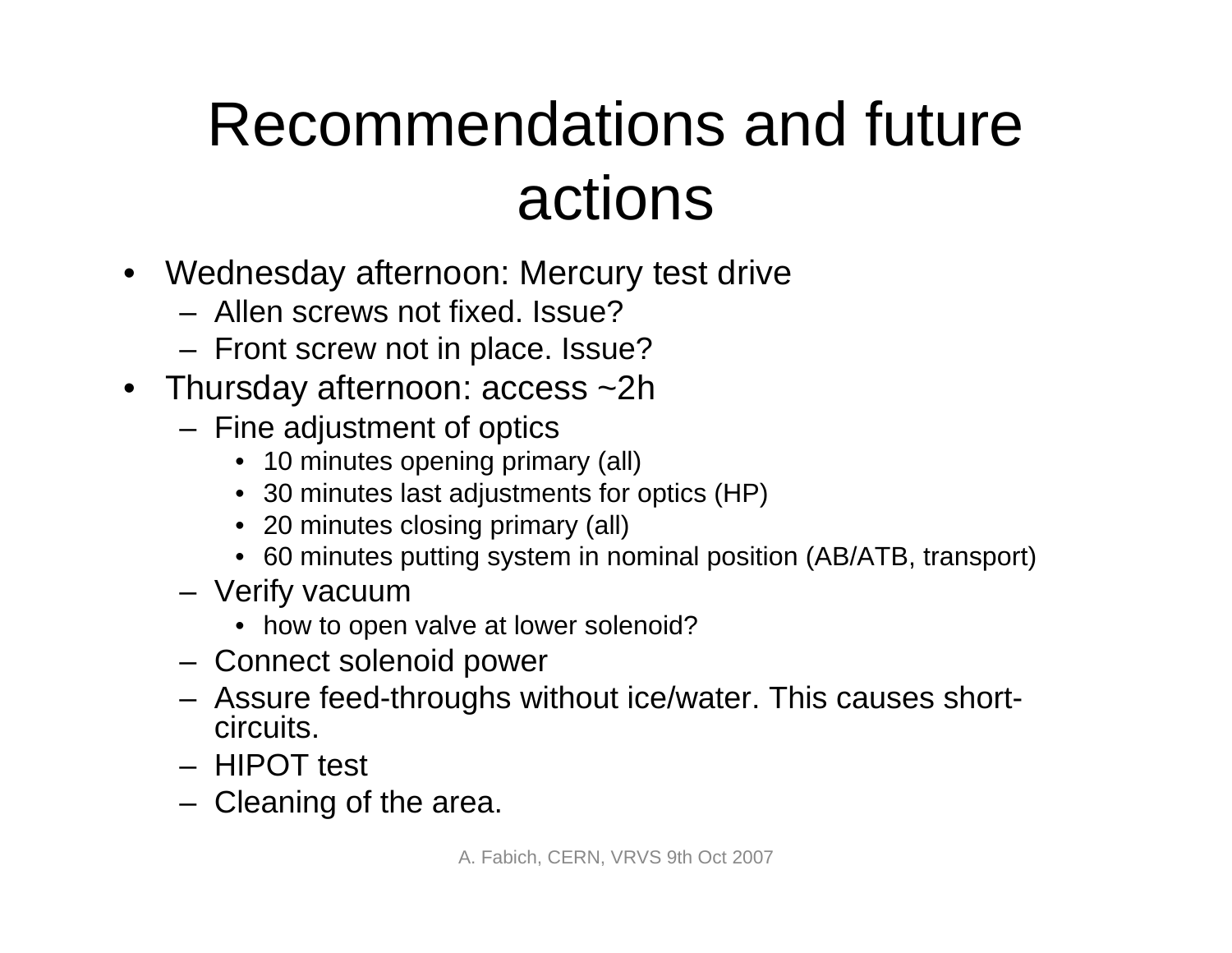# Recommendations and future actions

- Wednesday afternoon: Mercury test drive
  - Allen screws not fixed. Issue?
  - Front screw not in place. Issue?
- Thursday afternoon: access ~2h
  - Fine adjustment of optics
    - 10 minutes opening primary (all)
    - 30 minutes last adjustments for optics (HP)
    - 20 minutes closing primary (all)
    - 60 minutes putting system in nominal position (AB/ATB, transport)
  - Verify vacuum
    - how to open valve at lower solenoid?
  - Connect solenoid power
  - Assure feed-throughs without ice/water. This causes short-circuits.
  - HIPOT test
  - Cleaning of the area.